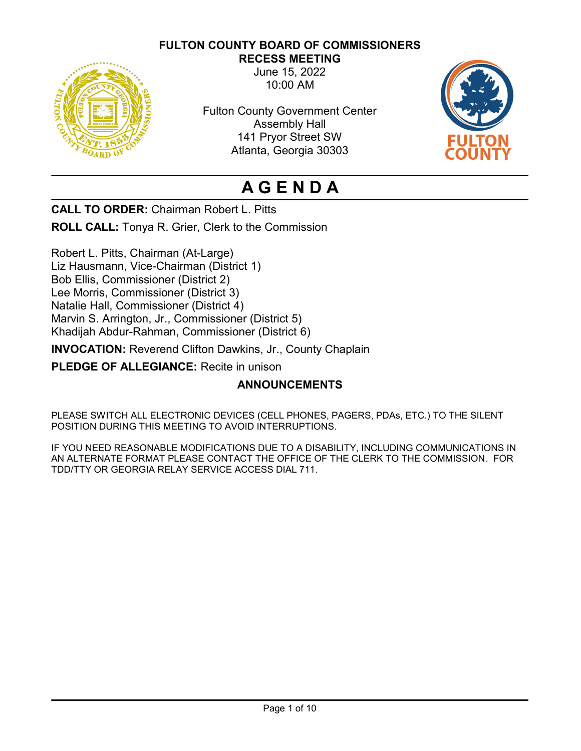# FULTON COUNTY BOARD OF COMMISSIONERS
## RECESS MEETING

June 15, 2022
10:00 AM

Fulton County Government Center
Assembly Hall
141 Pryor Street SW
Atlanta, Georgia 30303

# AGENDA

**CALL TO ORDER:** Chairman Robert L. Pitts

**ROLL CALL:** Tonya R. Grier, Clerk to the Commission

Robert L. Pitts, Chairman (At-Large)
Liz Hausmann, Vice-Chairman (District 1)
Bob Ellis, Commissioner (District 2)
Lee Morris, Commissioner (District 3)
Natalie Hall, Commissioner (District 4)
Marvin S. Arrington, Jr., Commissioner (District 5)
Khadijah Abdur-Rahman, Commissioner (District 6)

**INVOCATION:** Reverend Clifton Dawkins, Jr., County Chaplain

**PLEDGE OF ALLEGIANCE:** Recite in unison

## ANNOUNCEMENTS

PLEASE SWITCH ALL ELECTRONIC DEVICES (CELL PHONES, PAGERS, PDAs, ETC.) TO THE SILENT POSITION DURING THIS MEETING TO AVOID INTERRUPTIONS.

IF YOU NEED REASONABLE MODIFICATIONS DUE TO A DISABILITY, INCLUDING COMMUNICATIONS IN AN ALTERNATE FORMAT PLEASE CONTACT THE OFFICE OF THE CLERK TO THE COMMISSION. FOR TDD/TTY OR GEORGIA RELAY SERVICE ACCESS DIAL 711.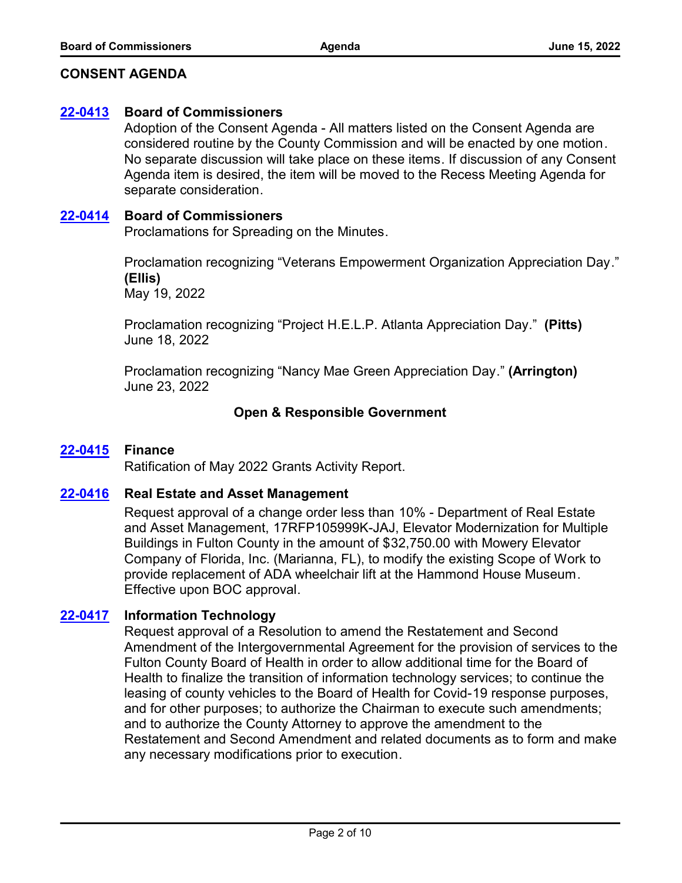## CONSENT AGENDA

**22-0413** **Board of Commissioners**

Adoption of the Consent Agenda - All matters listed on the Consent Agenda are considered routine by the County Commission and will be enacted by one motion. No separate discussion will take place on these items. If discussion of any Consent Agenda item is desired, the item will be moved to the Recess Meeting Agenda for separate consideration.

**22-0414** **Board of Commissioners**

Proclamations for Spreading on the Minutes.

Proclamation recognizing "Veterans Empowerment Organization Appreciation Day." **(Ellis)**
May 19, 2022

Proclamation recognizing "Project H.E.L.P. Atlanta Appreciation Day." **(Pitts)**
June 18, 2022

Proclamation recognizing "Nancy Mae Green Appreciation Day." **(Arrington)**
June 23, 2022

### Open & Responsible Government

**22-0415** **Finance**

Ratification of May 2022 Grants Activity Report.

**22-0416** **Real Estate and Asset Management**

Request approval of a change order less than 10% - Department of Real Estate and Asset Management, 17RFP105999K-JAJ, Elevator Modernization for Multiple Buildings in Fulton County in the amount of $32,750.00 with Mowery Elevator Company of Florida, Inc. (Marianna, FL), to modify the existing Scope of Work to provide replacement of ADA wheelchair lift at the Hammond House Museum. Effective upon BOC approval.

**22-0417** **Information Technology**

Request approval of a Resolution to amend the Restatement and Second Amendment of the Intergovernmental Agreement for the provision of services to the Fulton County Board of Health in order to allow additional time for the Board of Health to finalize the transition of information technology services; to continue the leasing of county vehicles to the Board of Health for Covid-19 response purposes, and for other purposes; to authorize the Chairman to execute such amendments; and to authorize the County Attorney to approve the amendment to the Restatement and Second Amendment and related documents as to form and make any necessary modifications prior to execution.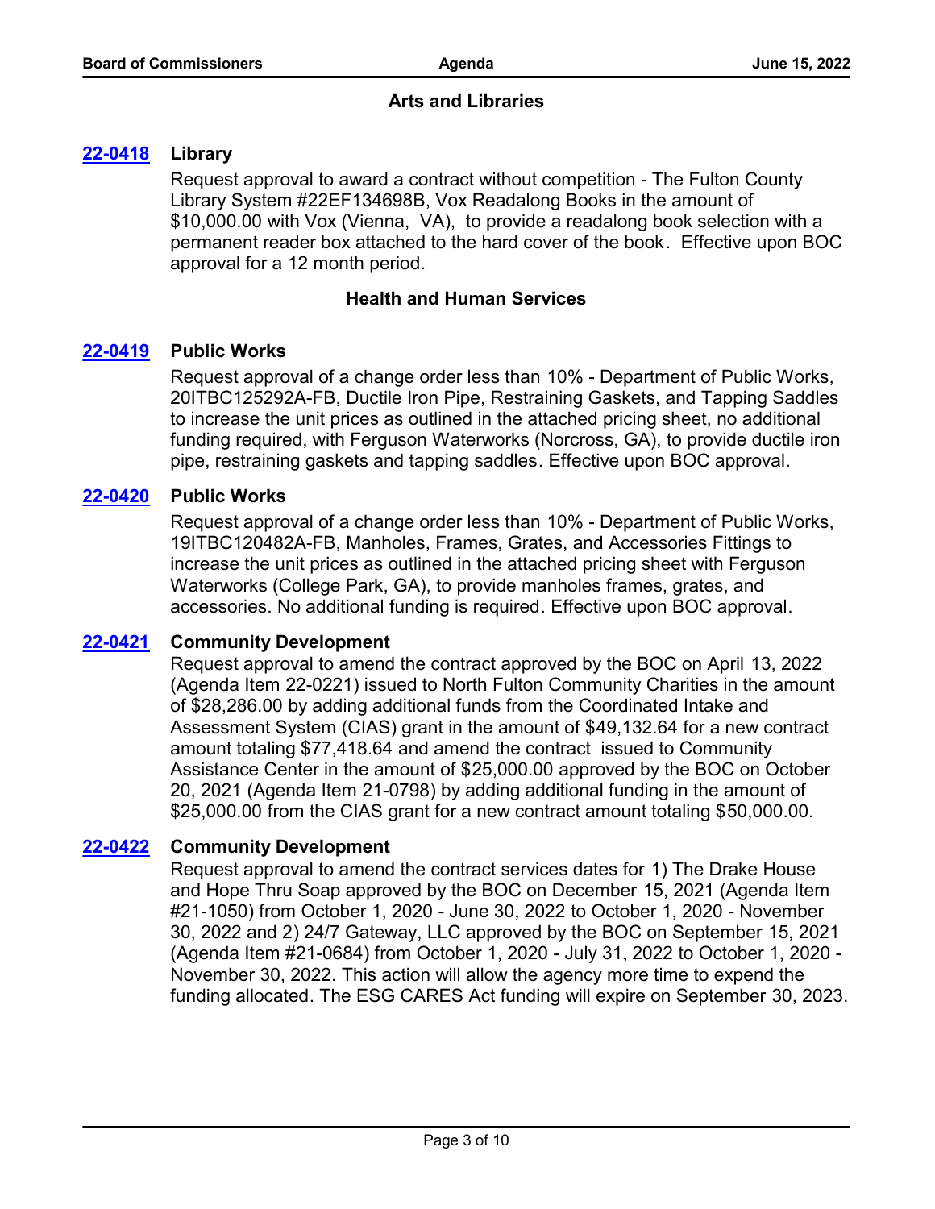## Arts and Libraries

**22-0418 Library**

Request approval to award a contract without competition - The Fulton County Library System #22EF134698B, Vox Readalong Books in the amount of $10,000.00 with Vox (Vienna, VA), to provide a readalong book selection with a permanent reader box attached to the hard cover of the book. Effective upon BOC approval for a 12 month period.

## Health and Human Services

**22-0419 Public Works**

Request approval of a change order less than 10% - Department of Public Works, 20ITBC125292A-FB, Ductile Iron Pipe, Restraining Gaskets, and Tapping Saddles to increase the unit prices as outlined in the attached pricing sheet, no additional funding required, with Ferguson Waterworks (Norcross, GA), to provide ductile iron pipe, restraining gaskets and tapping saddles. Effective upon BOC approval.

**22-0420 Public Works**

Request approval of a change order less than 10% - Department of Public Works, 19ITBC120482A-FB, Manholes, Frames, Grates, and Accessories Fittings to increase the unit prices as outlined in the attached pricing sheet with Ferguson Waterworks (College Park, GA), to provide manholes frames, grates, and accessories. No additional funding is required. Effective upon BOC approval.

**22-0421 Community Development**

Request approval to amend the contract approved by the BOC on April 13, 2022 (Agenda Item 22-0221) issued to North Fulton Community Charities in the amount of $28,286.00 by adding additional funds from the Coordinated Intake and Assessment System (CIAS) grant in the amount of $49,132.64 for a new contract amount totaling $77,418.64 and amend the contract issued to Community Assistance Center in the amount of $25,000.00 approved by the BOC on October 20, 2021 (Agenda Item 21-0798) by adding additional funding in the amount of $25,000.00 from the CIAS grant for a new contract amount totaling $50,000.00.

**22-0422 Community Development**

Request approval to amend the contract services dates for 1) The Drake House and Hope Thru Soap approved by the BOC on December 15, 2021 (Agenda Item #21-1050) from October 1, 2020 - June 30, 2022 to October 1, 2020 - November 30, 2022 and 2) 24/7 Gateway, LLC approved by the BOC on September 15, 2021 (Agenda Item #21-0684) from October 1, 2020 - July 31, 2022 to October 1, 2020 - November 30, 2022. This action will allow the agency more time to expend the funding allocated. The ESG CARES Act funding will expire on September 30, 2023.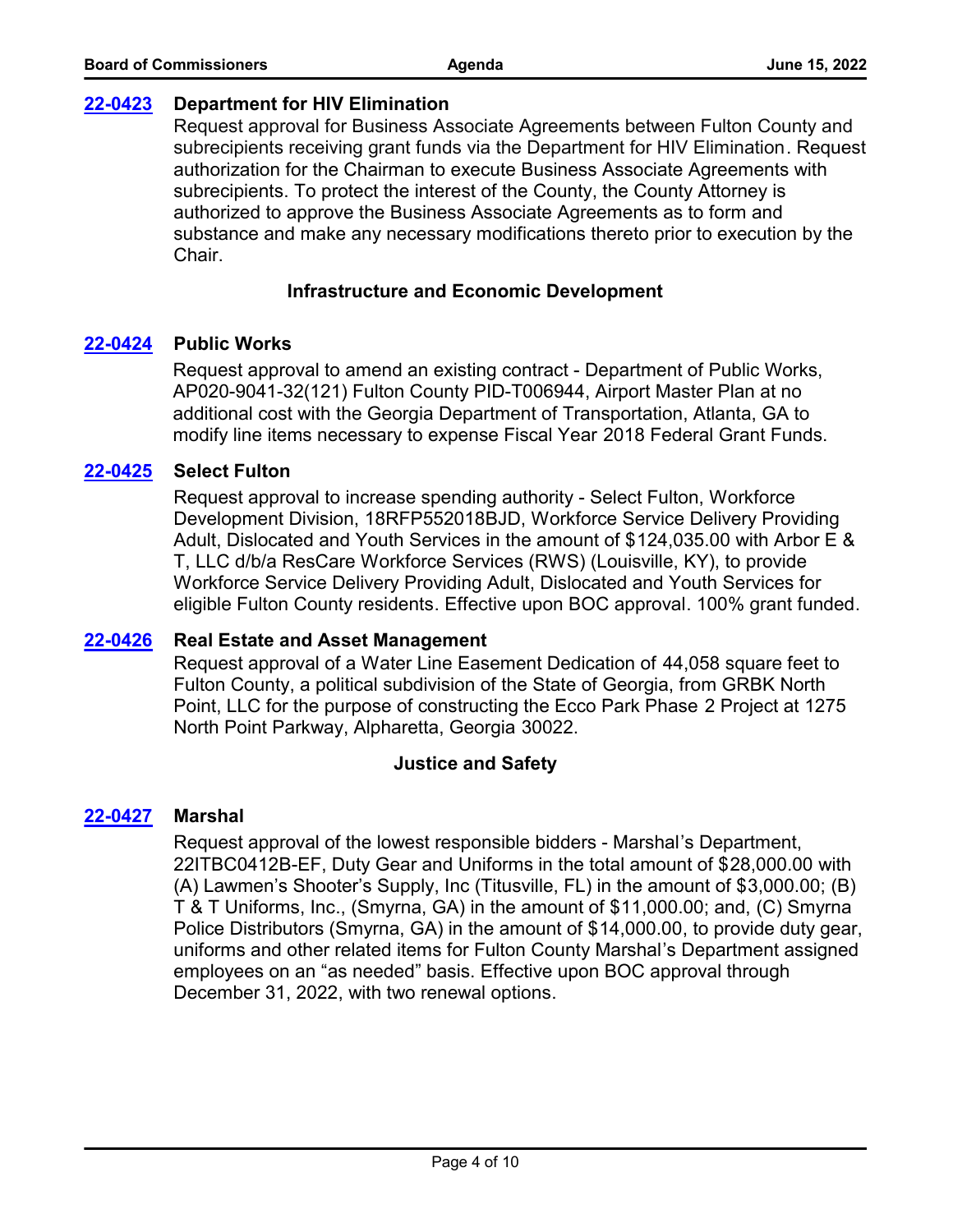**22-0423 Department for HIV Elimination**

Request approval for Business Associate Agreements between Fulton County and subrecipients receiving grant funds via the Department for HIV Elimination. Request authorization for the Chairman to execute Business Associate Agreements with subrecipients. To protect the interest of the County, the County Attorney is authorized to approve the Business Associate Agreements as to form and substance and make any necessary modifications thereto prior to execution by the Chair.

### Infrastructure and Economic Development

**22-0424 Public Works**

Request approval to amend an existing contract - Department of Public Works, AP020-9041-32(121) Fulton County PID-T006944, Airport Master Plan at no additional cost with the Georgia Department of Transportation, Atlanta, GA to modify line items necessary to expense Fiscal Year 2018 Federal Grant Funds.

**22-0425 Select Fulton**

Request approval to increase spending authority - Select Fulton, Workforce Development Division, 18RFP552018BJD, Workforce Service Delivery Providing Adult, Dislocated and Youth Services in the amount of $124,035.00 with Arbor E & T, LLC d/b/a ResCare Workforce Services (RWS) (Louisville, KY), to provide Workforce Service Delivery Providing Adult, Dislocated and Youth Services for eligible Fulton County residents. Effective upon BOC approval. 100% grant funded.

**22-0426 Real Estate and Asset Management**

Request approval of a Water Line Easement Dedication of 44,058 square feet to Fulton County, a political subdivision of the State of Georgia, from GRBK North Point, LLC for the purpose of constructing the Ecco Park Phase 2 Project at 1275 North Point Parkway, Alpharetta, Georgia 30022.

### Justice and Safety

**22-0427 Marshal**

Request approval of the lowest responsible bidders - Marshal's Department, 22ITBC0412B-EF, Duty Gear and Uniforms in the total amount of $28,000.00 with (A) Lawmen's Shooter's Supply, Inc (Titusville, FL) in the amount of $3,000.00; (B) T & T Uniforms, Inc., (Smyrna, GA) in the amount of $11,000.00; and, (C) Smyrna Police Distributors (Smyrna, GA) in the amount of $14,000.00, to provide duty gear, uniforms and other related items for Fulton County Marshal's Department assigned employees on an "as needed" basis. Effective upon BOC approval through December 31, 2022, with two renewal options.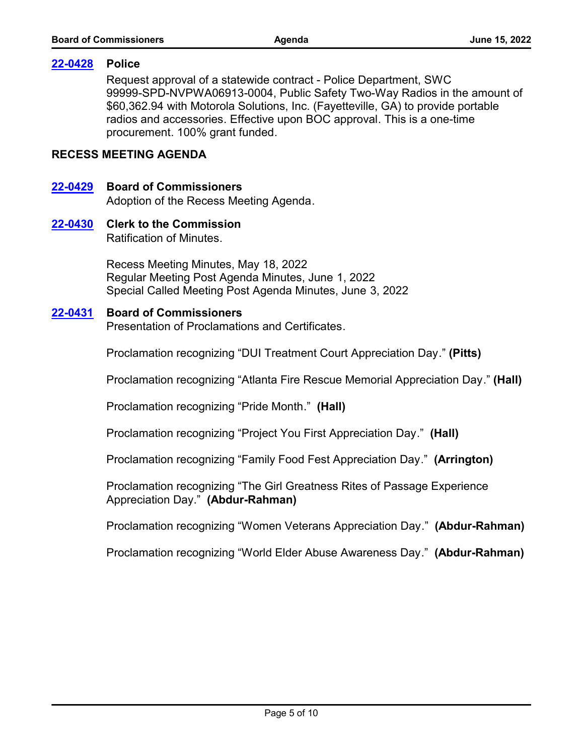**22-0428** **Police**

Request approval of a statewide contract - Police Department, SWC 99999-SPD-NVPWA06913-0004, Public Safety Two-Way Radios in the amount of $60,362.94 with Motorola Solutions, Inc. (Fayetteville, GA) to provide portable radios and accessories. Effective upon BOC approval. This is a one-time procurement. 100% grant funded.

## RECESS MEETING AGENDA

**22-0429** **Board of Commissioners**

Adoption of the Recess Meeting Agenda.

**22-0430** **Clerk to the Commission**

Ratification of Minutes.

Recess Meeting Minutes, May 18, 2022
Regular Meeting Post Agenda Minutes, June 1, 2022
Special Called Meeting Post Agenda Minutes, June 3, 2022

**22-0431** **Board of Commissioners**

Presentation of Proclamations and Certificates.

Proclamation recognizing "DUI Treatment Court Appreciation Day." **(Pitts)**

Proclamation recognizing "Atlanta Fire Rescue Memorial Appreciation Day." **(Hall)**

Proclamation recognizing "Pride Month." **(Hall)**

Proclamation recognizing "Project You First Appreciation Day." **(Hall)**

Proclamation recognizing "Family Food Fest Appreciation Day." **(Arrington)**

Proclamation recognizing "The Girl Greatness Rites of Passage Experience Appreciation Day." **(Abdur-Rahman)**

Proclamation recognizing "Women Veterans Appreciation Day." **(Abdur-Rahman)**

Proclamation recognizing "World Elder Abuse Awareness Day." **(Abdur-Rahman)**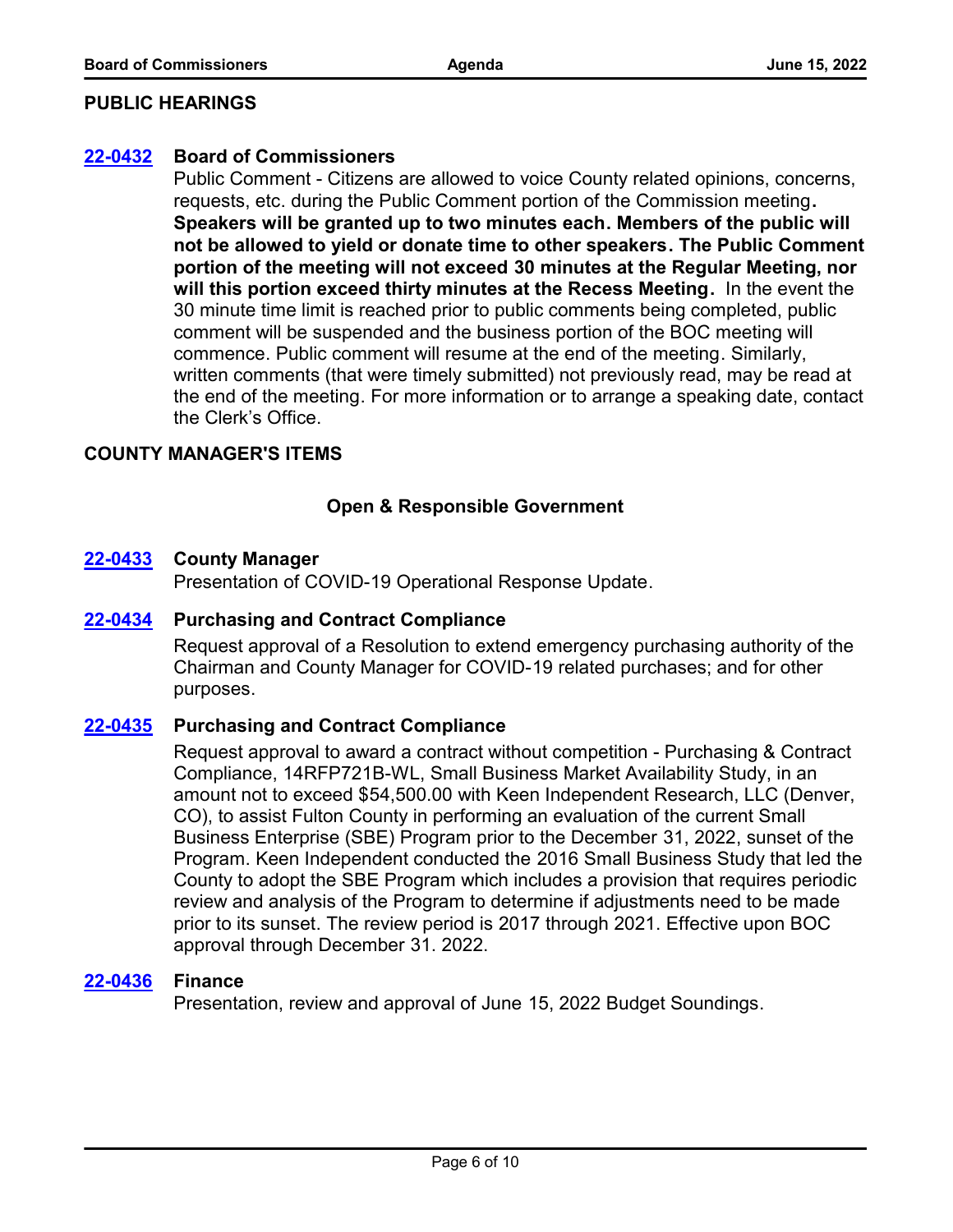## PUBLIC HEARINGS

**22-0432** **Board of Commissioners**

Public Comment - Citizens are allowed to voice County related opinions, concerns, requests, etc. during the Public Comment portion of the Commission meeting**. Speakers will be granted up to two minutes each. Members of the public will not be allowed to yield or donate time to other speakers. The Public Comment portion of the meeting will not exceed 30 minutes at the Regular Meeting, nor will this portion exceed thirty minutes at the Recess Meeting.** In the event the 30 minute time limit is reached prior to public comments being completed, public comment will be suspended and the business portion of the BOC meeting will commence. Public comment will resume at the end of the meeting. Similarly, written comments (that were timely submitted) not previously read, may be read at the end of the meeting. For more information or to arrange a speaking date, contact the Clerk's Office.

## COUNTY MANAGER'S ITEMS

### Open & Responsible Government

**22-0433** **County Manager**

Presentation of COVID-19 Operational Response Update.

**22-0434** **Purchasing and Contract Compliance**

Request approval of a Resolution to extend emergency purchasing authority of the Chairman and County Manager for COVID-19 related purchases; and for other purposes.

**22-0435** **Purchasing and Contract Compliance**

Request approval to award a contract without competition - Purchasing & Contract Compliance, 14RFP721B-WL, Small Business Market Availability Study, in an amount not to exceed $54,500.00 with Keen Independent Research, LLC (Denver, CO), to assist Fulton County in performing an evaluation of the current Small Business Enterprise (SBE) Program prior to the December 31, 2022, sunset of the Program. Keen Independent conducted the 2016 Small Business Study that led the County to adopt the SBE Program which includes a provision that requires periodic review and analysis of the Program to determine if adjustments need to be made prior to its sunset. The review period is 2017 through 2021. Effective upon BOC approval through December 31. 2022.

**22-0436** **Finance**

Presentation, review and approval of June 15, 2022 Budget Soundings.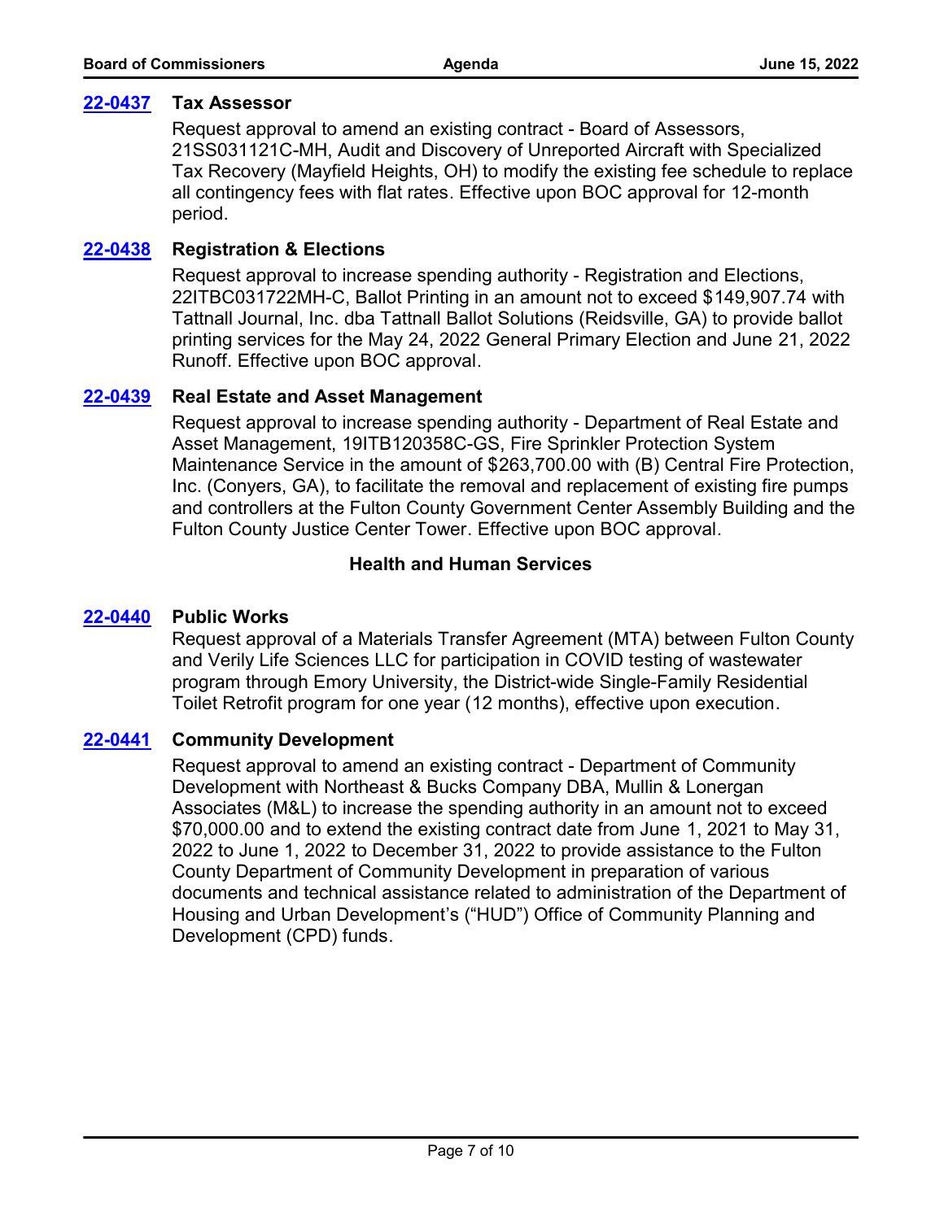**22-0437** **Tax Assessor**

Request approval to amend an existing contract - Board of Assessors, 21SS031121C-MH, Audit and Discovery of Unreported Aircraft with Specialized Tax Recovery (Mayfield Heights, OH) to modify the existing fee schedule to replace all contingency fees with flat rates. Effective upon BOC approval for 12-month period.

**22-0438** **Registration & Elections**

Request approval to increase spending authority - Registration and Elections, 22ITBC031722MH-C, Ballot Printing in an amount not to exceed $149,907.74 with Tattnall Journal, Inc. dba Tattnall Ballot Solutions (Reidsville, GA) to provide ballot printing services for the May 24, 2022 General Primary Election and June 21, 2022 Runoff. Effective upon BOC approval.

**22-0439** **Real Estate and Asset Management**

Request approval to increase spending authority - Department of Real Estate and Asset Management, 19ITB120358C-GS, Fire Sprinkler Protection System Maintenance Service in the amount of $263,700.00 with (B) Central Fire Protection, Inc. (Conyers, GA), to facilitate the removal and replacement of existing fire pumps and controllers at the Fulton County Government Center Assembly Building and the Fulton County Justice Center Tower. Effective upon BOC approval.

## Health and Human Services

**22-0440** **Public Works**

Request approval of a Materials Transfer Agreement (MTA) between Fulton County and Verily Life Sciences LLC for participation in COVID testing of wastewater program through Emory University, the District-wide Single-Family Residential Toilet Retrofit program for one year (12 months), effective upon execution.

**22-0441** **Community Development**

Request approval to amend an existing contract - Department of Community Development with Northeast & Bucks Company DBA, Mullin & Lonergan Associates (M&L) to increase the spending authority in an amount not to exceed $70,000.00 and to extend the existing contract date from June 1, 2021 to May 31, 2022 to June 1, 2022 to December 31, 2022 to provide assistance to the Fulton County Department of Community Development in preparation of various documents and technical assistance related to administration of the Department of Housing and Urban Development's ("HUD") Office of Community Planning and Development (CPD) funds.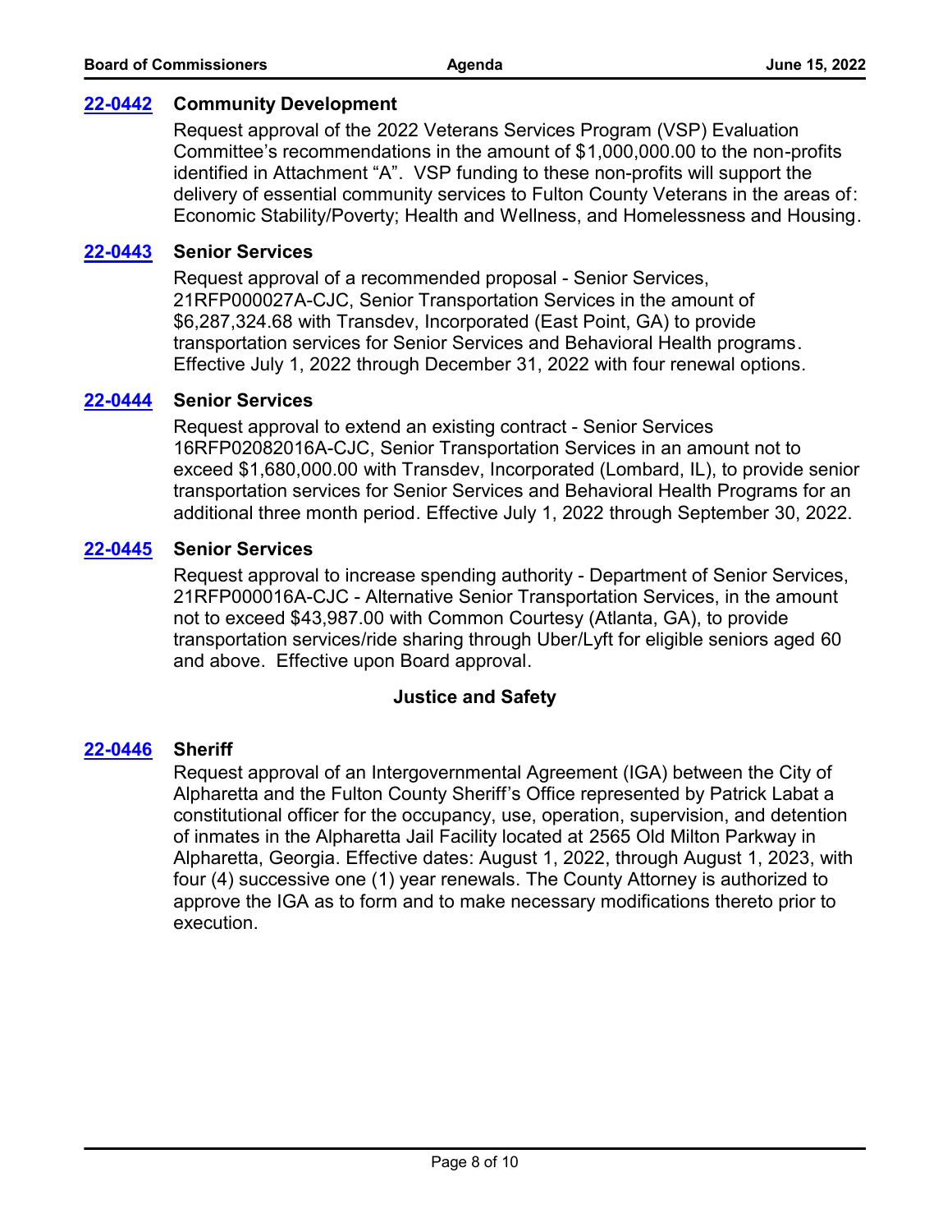**22-0442** **Community Development**

Request approval of the 2022 Veterans Services Program (VSP) Evaluation Committee's recommendations in the amount of $1,000,000.00 to the non-profits identified in Attachment "A". VSP funding to these non-profits will support the delivery of essential community services to Fulton County Veterans in the areas of: Economic Stability/Poverty; Health and Wellness, and Homelessness and Housing.

**22-0443** **Senior Services**

Request approval of a recommended proposal - Senior Services, 21RFP000027A-CJC, Senior Transportation Services in the amount of $6,287,324.68 with Transdev, Incorporated (East Point, GA) to provide transportation services for Senior Services and Behavioral Health programs. Effective July 1, 2022 through December 31, 2022 with four renewal options.

**22-0444** **Senior Services**

Request approval to extend an existing contract - Senior Services 16RFP02082016A-CJC, Senior Transportation Services in an amount not to exceed $1,680,000.00 with Transdev, Incorporated (Lombard, IL), to provide senior transportation services for Senior Services and Behavioral Health Programs for an additional three month period. Effective July 1, 2022 through September 30, 2022.

**22-0445** **Senior Services**

Request approval to increase spending authority - Department of Senior Services, 21RFP000016A-CJC - Alternative Senior Transportation Services, in the amount not to exceed $43,987.00 with Common Courtesy (Atlanta, GA), to provide transportation services/ride sharing through Uber/Lyft for eligible seniors aged 60 and above. Effective upon Board approval.

## Justice and Safety

**22-0446** **Sheriff**

Request approval of an Intergovernmental Agreement (IGA) between the City of Alpharetta and the Fulton County Sheriff's Office represented by Patrick Labat a constitutional officer for the occupancy, use, operation, supervision, and detention of inmates in the Alpharetta Jail Facility located at 2565 Old Milton Parkway in Alpharetta, Georgia. Effective dates: August 1, 2022, through August 1, 2023, with four (4) successive one (1) year renewals. The County Attorney is authorized to approve the IGA as to form and to make necessary modifications thereto prior to execution.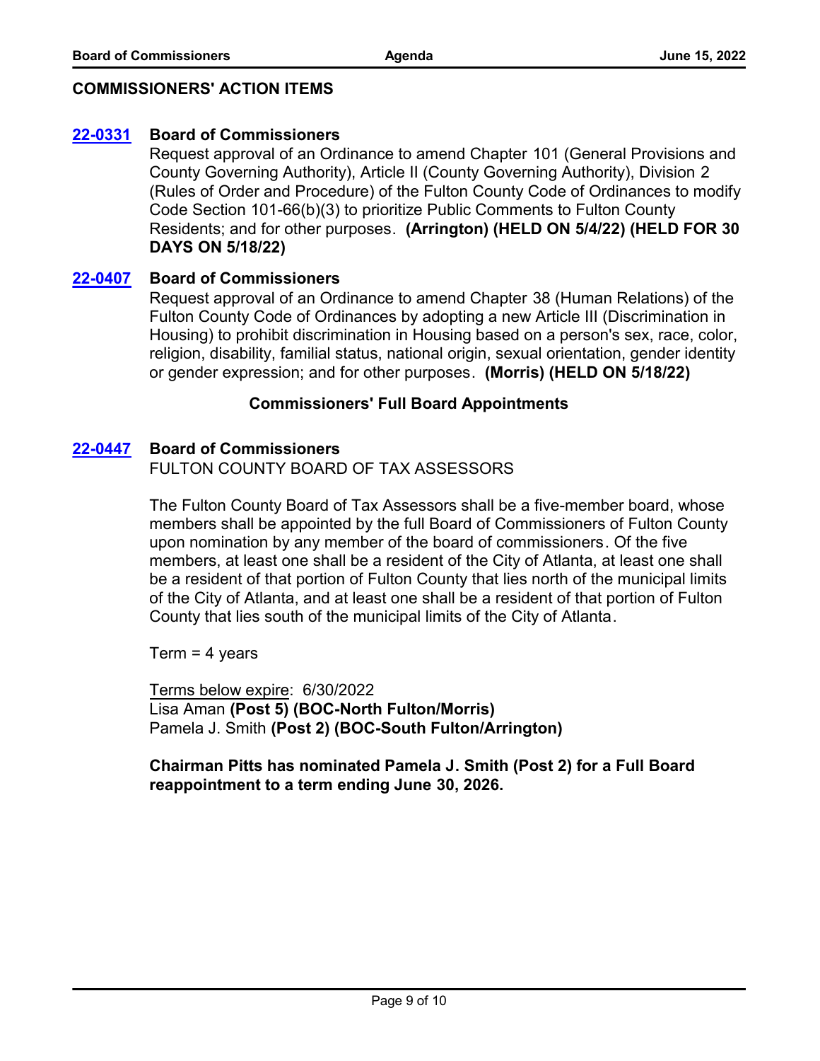## COMMISSIONERS' ACTION ITEMS

**22-0331** **Board of Commissioners**

Request approval of an Ordinance to amend Chapter 101 (General Provisions and County Governing Authority), Article II (County Governing Authority), Division 2 (Rules of Order and Procedure) of the Fulton County Code of Ordinances to modify Code Section 101-66(b)(3) to prioritize Public Comments to Fulton County Residents; and for other purposes. **(Arrington) (HELD ON 5/4/22) (HELD FOR 30 DAYS ON 5/18/22)**

**22-0407** **Board of Commissioners**

Request approval of an Ordinance to amend Chapter 38 (Human Relations) of the Fulton County Code of Ordinances by adopting a new Article III (Discrimination in Housing) to prohibit discrimination in Housing based on a person's sex, race, color, religion, disability, familial status, national origin, sexual orientation, gender identity or gender expression; and for other purposes. **(Morris) (HELD ON 5/18/22)**

### Commissioners' Full Board Appointments

**22-0447** **Board of Commissioners**

FULTON COUNTY BOARD OF TAX ASSESSORS

The Fulton County Board of Tax Assessors shall be a five-member board, whose members shall be appointed by the full Board of Commissioners of Fulton County upon nomination by any member of the board of commissioners. Of the five members, at least one shall be a resident of the City of Atlanta, at least one shall be a resident of that portion of Fulton County that lies north of the municipal limits of the City of Atlanta, and at least one shall be a resident of that portion of Fulton County that lies south of the municipal limits of the City of Atlanta.

Term = 4 years

Terms below expire: 6/30/2022
Lisa Aman **(Post 5) (BOC-North Fulton/Morris)**
Pamela J. Smith **(Post 2) (BOC-South Fulton/Arrington)**

**Chairman Pitts has nominated Pamela J. Smith (Post 2) for a Full Board reappointment to a term ending June 30, 2026.**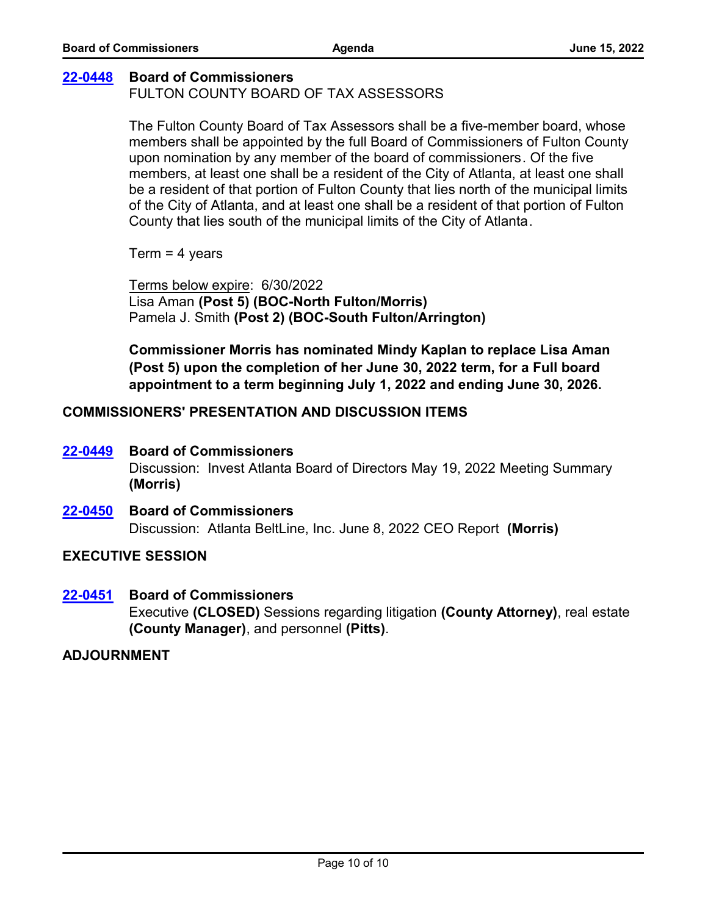**22-0448** **Board of Commissioners**
FULTON COUNTY BOARD OF TAX ASSESSORS

The Fulton County Board of Tax Assessors shall be a five-member board, whose members shall be appointed by the full Board of Commissioners of Fulton County upon nomination by any member of the board of commissioners. Of the five members, at least one shall be a resident of the City of Atlanta, at least one shall be a resident of that portion of Fulton County that lies north of the municipal limits of the City of Atlanta, and at least one shall be a resident of that portion of Fulton County that lies south of the municipal limits of the City of Atlanta.

Term = 4 years

Terms below expire: 6/30/2022
Lisa Aman **(Post 5) (BOC-North Fulton/Morris)**
Pamela J. Smith **(Post 2) (BOC-South Fulton/Arrington)**

**Commissioner Morris has nominated Mindy Kaplan to replace Lisa Aman (Post 5) upon the completion of her June 30, 2022 term, for a Full board appointment to a term beginning July 1, 2022 and ending June 30, 2026.**

## COMMISSIONERS' PRESENTATION AND DISCUSSION ITEMS

**22-0449** **Board of Commissioners**
Discussion: Invest Atlanta Board of Directors May 19, 2022 Meeting Summary **(Morris)**

**22-0450** **Board of Commissioners**
Discussion: Atlanta BeltLine, Inc. June 8, 2022 CEO Report **(Morris)**

## EXECUTIVE SESSION

**22-0451** **Board of Commissioners**
Executive **(CLOSED)** Sessions regarding litigation **(County Attorney)**, real estate **(County Manager)**, and personnel **(Pitts)**.

## ADJOURNMENT